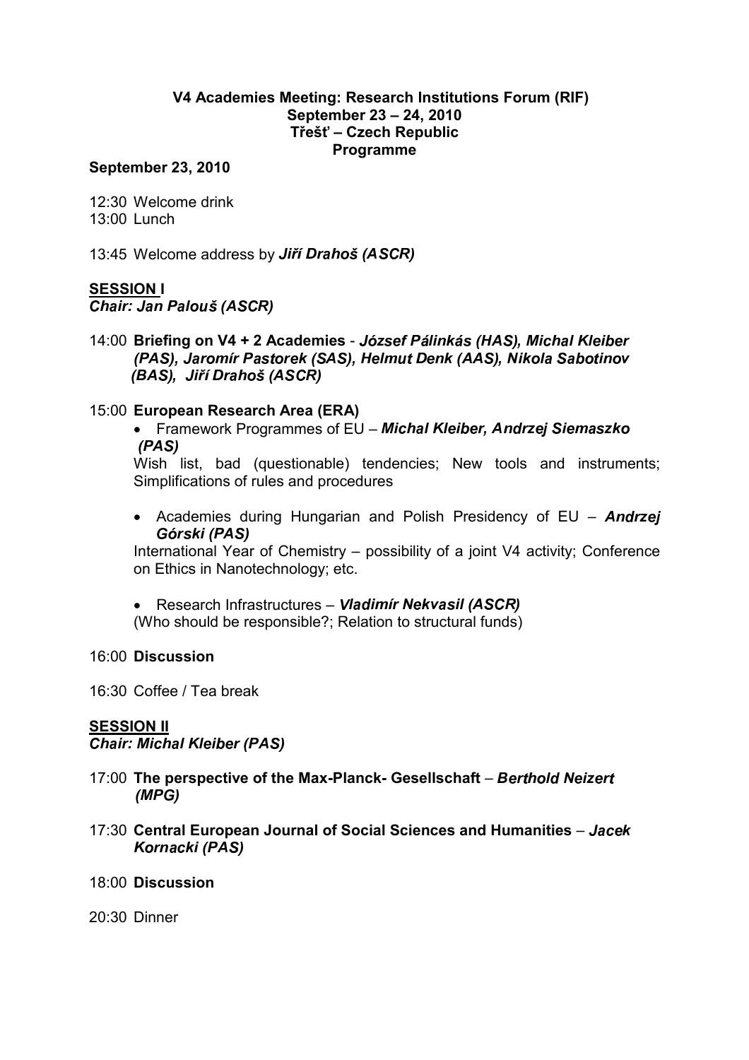**V4 Academies Meeting: Research Institutions Forum (RIF)**
**September 23 – 24, 2010**
**Třešť – Czech Republic**
**Programme**

**September 23, 2010**

12:30 Welcome drink
13:00 Lunch

13:45 Welcome address by ***Jiří Drahoš (ASCR)***

**SESSION I**
***Chair: Jan Palouš (ASCR)***

14:00 **Briefing on V4 + 2 Academies** - ***József Pálinkás (HAS), Michal Kleiber (PAS), Jaromír Pastorek (SAS), Helmut Denk (AAS), Nikola Sabotinov (BAS), Jiří Drahoš (ASCR)***

15:00 **European Research Area (ERA)**

- Framework Programmes of EU – ***Michal Kleiber, Andrzej Siemaszko (PAS)***
  Wish list, bad (questionable) tendencies; New tools and instruments; Simplifications of rules and procedures

- Academies during Hungarian and Polish Presidency of EU – ***Andrzej Górski (PAS)***
  International Year of Chemistry – possibility of a joint V4 activity; Conference on Ethics in Nanotechnology; etc.

- Research Infrastructures – ***Vladimír Nekvasil (ASCR)***
  (Who should be responsible?; Relation to structural funds)

16:00 **Discussion**

16:30 Coffee / Tea break

**SESSION II**
***Chair: Michal Kleiber (PAS)***

17:00 **The perspective of the Max-Planck- Gesellschaft** – ***Berthold Neizert (MPG)***

17:30 **Central European Journal of Social Sciences and Humanities** – ***Jacek Kornacki (PAS)***

18:00 **Discussion**

20:30 Dinner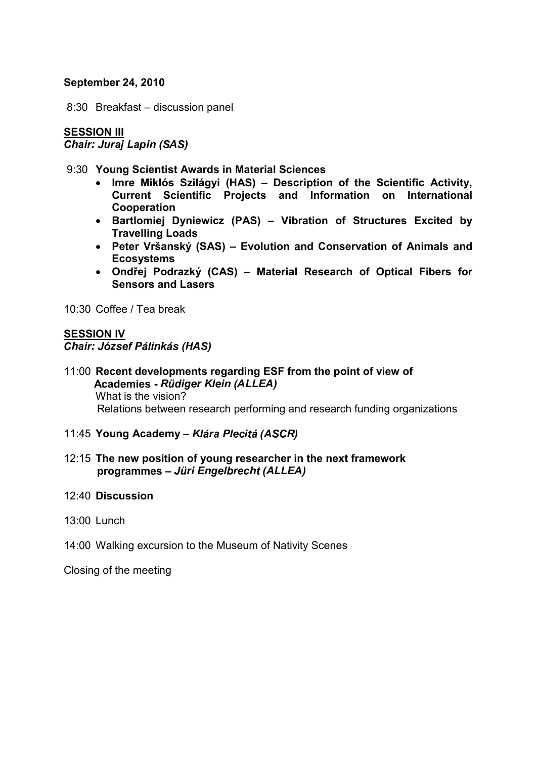**September 24, 2010**

8:30 Breakfast – discussion panel

**SESSION III**
***Chair: Juraj Lapin (SAS)***

9:30 **Young Scientist Awards in Material Sciences**

- **Imre Miklós Szilágyi (HAS) – Description of the Scientific Activity, Current Scientific Projects and Information on International Cooperation**
- **Bartlomiej Dyniewicz (PAS) – Vibration of Structures Excited by Travelling Loads**
- **Peter Vršanský (SAS) – Evolution and Conservation of Animals and Ecosystems**
- **Ondřej Podrazký (CAS) – Material Research of Optical Fibers for Sensors and Lasers**

10:30 Coffee / Tea break

**SESSION IV**
***Chair: József Pálinkás (HAS)***

11:00 **Recent developments regarding ESF from the point of view of Academies -** ***Rüdiger Klein (ALLEA)***
What is the vision?
Relations between research performing and research funding organizations

11:45 **Young Academy** – ***Klára Plecitá (ASCR)***

12:15 **The new position of young researcher in the next framework programmes –** ***Jüri Engelbrecht (ALLEA)***

12:40 **Discussion**

13:00 Lunch

14:00 Walking excursion to the Museum of Nativity Scenes

Closing of the meeting